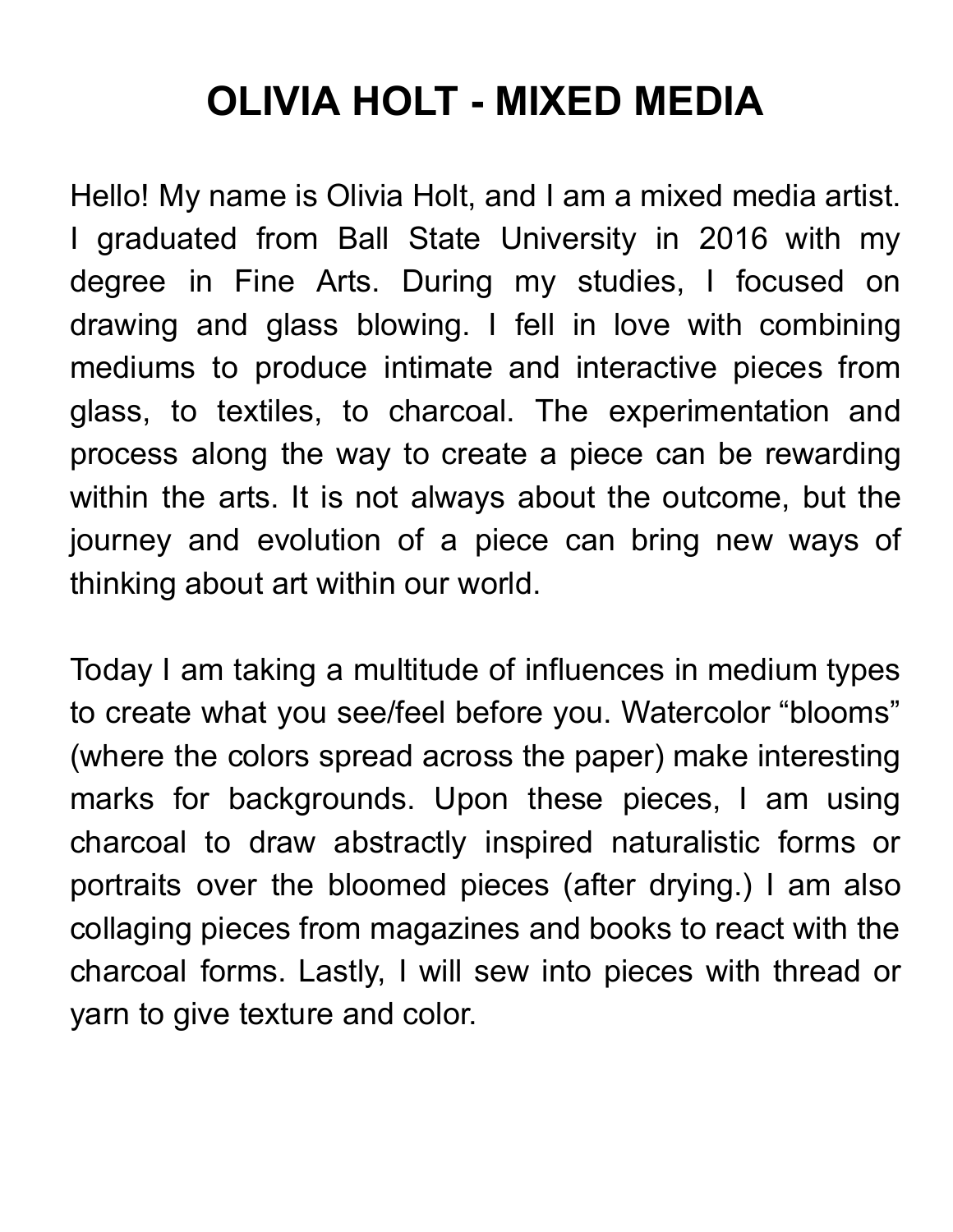# OLIVIA HOLT - MIXED MEDIA

Hello! My name is Olivia Holt, and I am a mixed media artist. I graduated from Ball State University in 2016 with my degree in Fine Arts. During my studies, I focused on drawing and glass blowing. I fell in love with combining mediums to produce intimate and interactive pieces from glass, to textiles, to charcoal. The experimentation and process along the way to create a piece can be rewarding within the arts. It is not always about the outcome, but the journey and evolution of a piece can bring new ways of thinking about art within our world.

Today I am taking a multitude of influences in medium types to create what you see/feel before you. Watercolor “blooms” (where the colors spread across the paper) make interesting marks for backgrounds. Upon these pieces, I am using charcoal to draw abstractly inspired naturalistic forms or portraits over the bloomed pieces (after drying.) I am also collaging pieces from magazines and books to react with the charcoal forms. Lastly, I will sew into pieces with thread or yarn to give texture and color.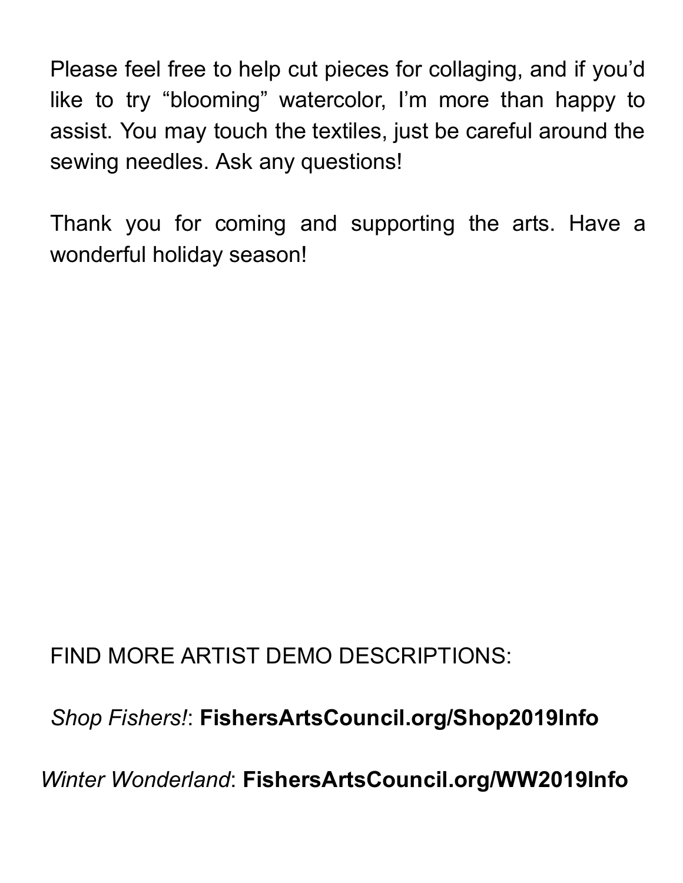Please feel free to help cut pieces for collaging, and if you'd like to try "blooming" watercolor, I'm more than happy to assist. You may touch the textiles, just be careful around the sewing needles. Ask any questions!

Thank you for coming and supporting the arts. Have a wonderful holiday season!

FIND MORE ARTIST DEMO DESCRIPTIONS:

*Shop Fishers!*: **FishersArtsCouncil.org/Shop2019Info**

*Winter Wonderland*: **FishersArtsCouncil.org/WW2019Info**